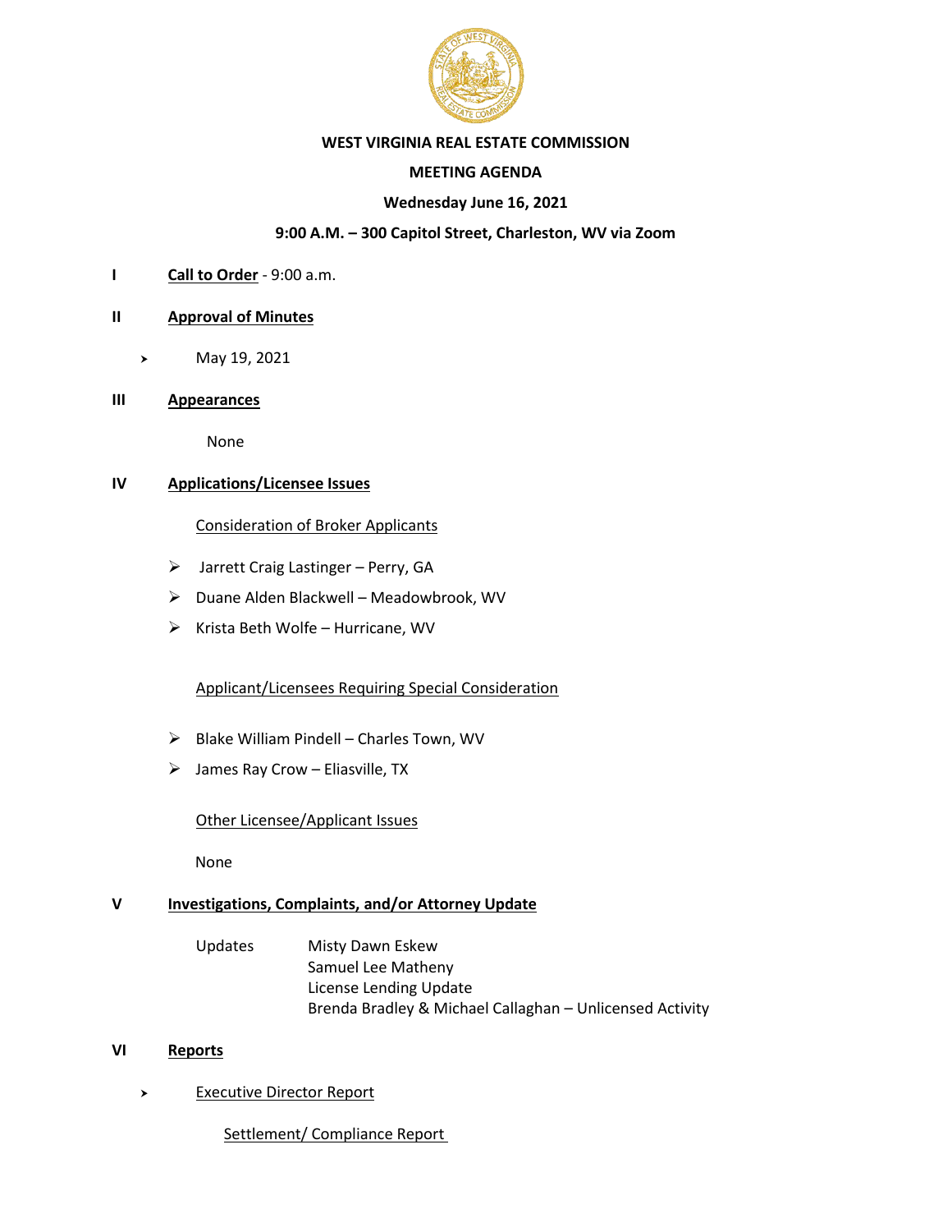# WEST VIRGINIA REAL ESTATE COMMISSION

## MEETING AGENDA

**Wednesday June 16, 2021**

**9:00 A.M. – 300 Capitol Street, Charleston, WV via Zoom**

**I** **Call to Order** - 9:00 a.m.

**II** **Approval of Minutes**

- May 19, 2021

**III** **Appearances**

None

**IV** **Applications/Licensee Issues**

Consideration of Broker Applicants

- Jarrett Craig Lastinger – Perry, GA
- Duane Alden Blackwell – Meadowbrook, WV
- Krista Beth Wolfe – Hurricane, WV

Applicant/Licensees Requiring Special Consideration

- Blake William Pindell – Charles Town, WV
- James Ray Crow – Eliasville, TX

Other Licensee/Applicant Issues

None

**V** **Investigations, Complaints, and/or Attorney Update**

Updates
- Misty Dawn Eskew
- Samuel Lee Matheny
- License Lending Update
- Brenda Bradley & Michael Callaghan – Unlicensed Activity

**VI** **Reports**

- Executive Director Report

  Settlement/ Compliance Report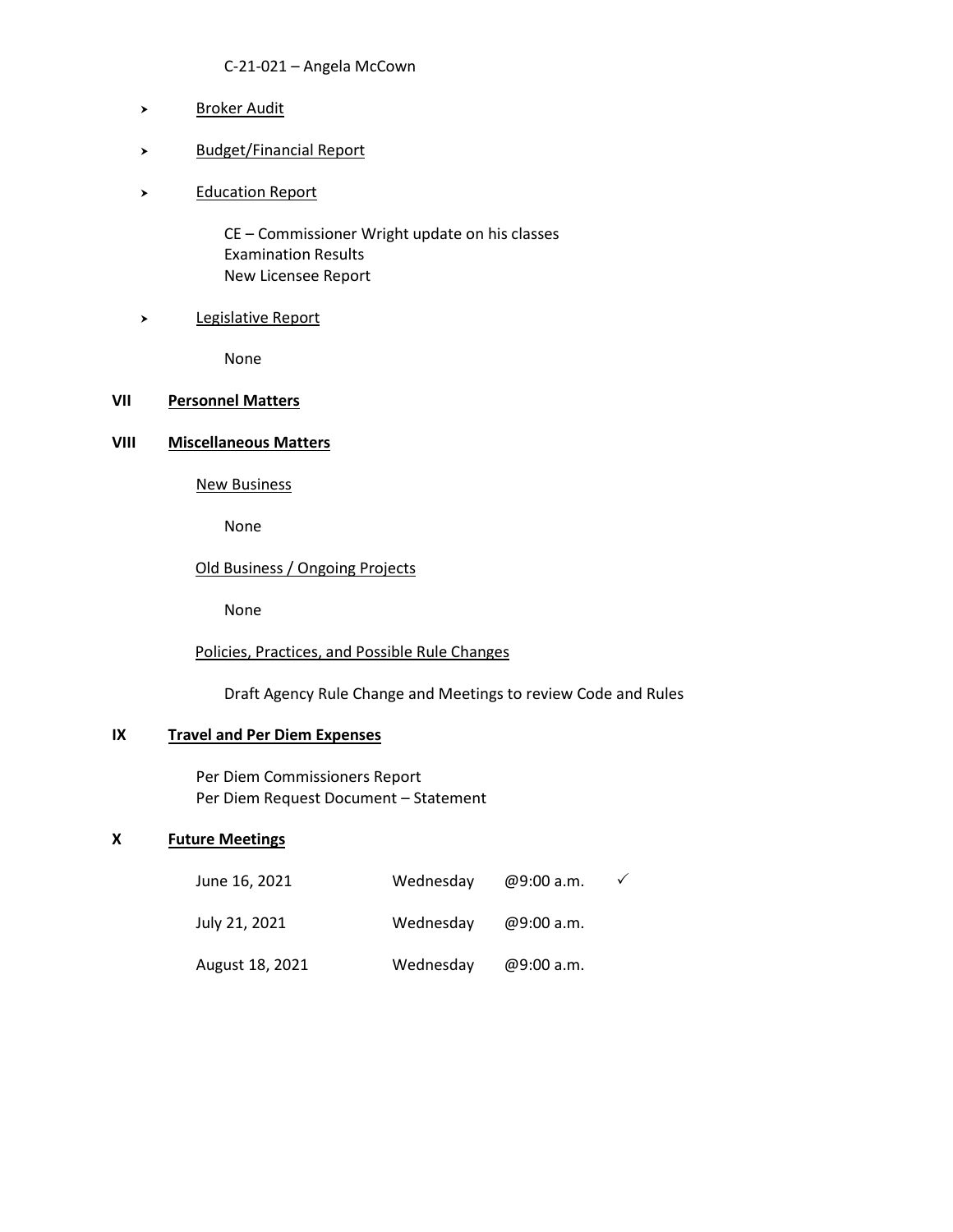C-21-021 – Angela McCown

- Broker Audit
- Budget/Financial Report
- Education Report

  CE – Commissioner Wright update on his classes
  Examination Results
  New Licensee Report

- Legislative Report

  None

## VII **Personnel Matters**

## VIII **Miscellaneous Matters**

New Business

None

Old Business / Ongoing Projects

None

Policies, Practices, and Possible Rule Changes

Draft Agency Rule Change and Meetings to review Code and Rules

## IX **Travel and Per Diem Expenses**

Per Diem Commissioners Report
Per Diem Request Document – Statement

## X **Future Meetings**

| | | | |
|---|---|---|---|
| June 16, 2021 | Wednesday | @9:00 a.m. | ✓ |
| July 21, 2021 | Wednesday | @9:00 a.m. | |
| August 18, 2021 | Wednesday | @9:00 a.m. | |